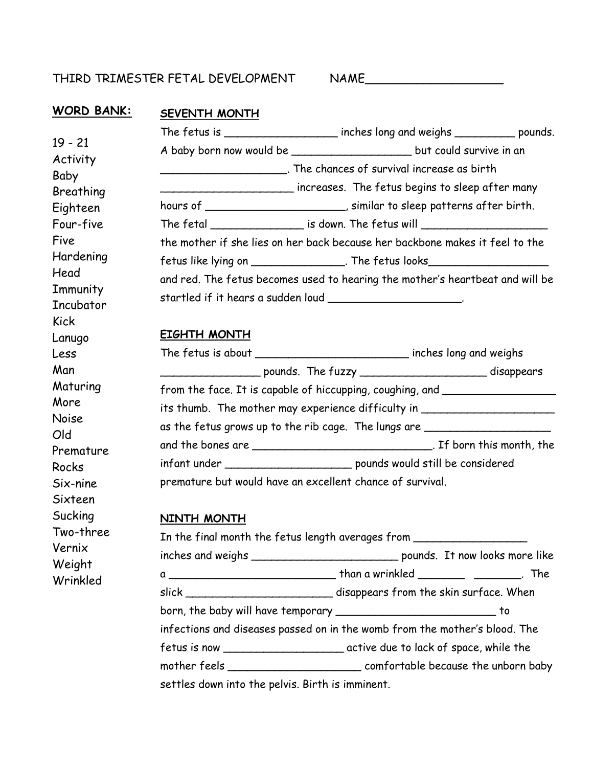THIRD TRIMESTER FETAL DEVELOPMENT NAME___________________

**WORD BANK:**

19 - 21
Activity
Baby
Breathing
Eighteen
Four-five
Five
Hardening
Head
Immunity
Incubator
Kick
Lanugo
Less
Man
Maturing
More
Noise
Old
Premature
Rocks
Six-nine
Sixteen
Sucking
Two-three
Vernix
Weight
Wrinkled

**SEVENTH MONTH**

The fetus is _________________ inches long and weighs _________ pounds. A baby born now would be __________________ but could survive in an ___________________. The chances of survival increase as birth ____________________ increases. The fetus begins to sleep after many hours of _____________________, similar to sleep patterns after birth. The fetal ______________ is down. The fetus will ___________________ the mother if she lies on her back because her backbone makes it feel to the fetus like lying on ______________. The fetus looks__________________ and red. The fetus becomes used to hearing the mother's heartbeat and will be startled if it hears a sudden loud ____________________.

**EIGHTH MONTH**

The fetus is about ________________________ inches long and weighs _______________ pounds. The fuzzy ___________________ disappears from the face. It is capable of hiccupping, coughing, and _________________ its thumb. The mother may experience difficulty in ____________________ as the fetus grows up to the rib cage. The lungs are ___________________ and the bones are ____________________________. If born this month, the infant under ___________________ pounds would still be considered premature but would have an excellent chance of survival.

**NINTH MONTH**

In the final month the fetus length averages from _________________ inches and weighs _______________________ pounds. It now looks more like a __________________________ than a wrinkled _______ _______. The slick ______________________ disappears from the skin surface. When born, the baby will have temporary _________________________ to infections and diseases passed on in the womb from the mother's blood. The fetus is now __________________ active due to lack of space, while the mother feels ____________________ comfortable because the unborn baby settles down into the pelvis. Birth is imminent.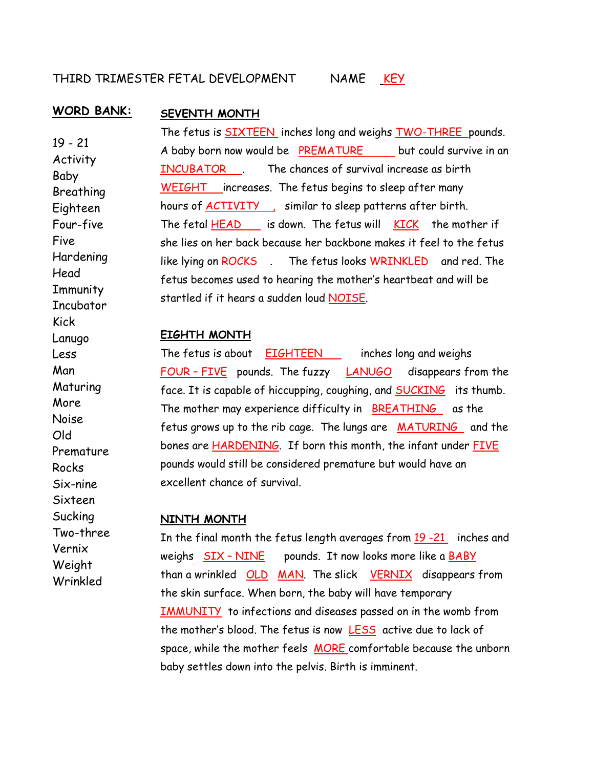THIRD TRIMESTER FETAL DEVELOPMENT NAME KEY

**WORD BANK:**

19 - 21
Activity
Baby
Breathing
Eighteen
Four-five
Five
Hardening
Head
Immunity
Incubator
Kick
Lanugo
Less
Man
Maturing
More
Noise
Old
Premature
Rocks
Six-nine
Sixteen
Sucking
Two-three
Vernix
Weight
Wrinkled

**SEVENTH MONTH**

The fetus is SIXTEEN inches long and weighs TWO-THREE pounds. A baby born now would be PREMATURE but could survive in an INCUBATOR. The chances of survival increase as birth WEIGHT increases. The fetus begins to sleep after many hours of ACTIVITY, similar to sleep patterns after birth. The fetal HEAD is down. The fetus will KICK the mother if she lies on her back because her backbone makes it feel to the fetus like lying on ROCKS. The fetus looks WRINKLED and red. The fetus becomes used to hearing the mother's heartbeat and will be startled if it hears a sudden loud NOISE.

**EIGHTH MONTH**

The fetus is about EIGHTEEN inches long and weighs FOUR – FIVE pounds. The fuzzy LANUGO disappears from the face. It is capable of hiccupping, coughing, and SUCKING its thumb. The mother may experience difficulty in BREATHING as the fetus grows up to the rib cage. The lungs are MATURING and the bones are HARDENING. If born this month, the infant under FIVE pounds would still be considered premature but would have an excellent chance of survival.

**NINTH MONTH**

In the final month the fetus length averages from 19 -21 inches and weighs SIX – NINE pounds. It now looks more like a BABY than a wrinkled OLD MAN. The slick VERNIX disappears from the skin surface. When born, the baby will have temporary IMMUNITY to infections and diseases passed on in the womb from the mother's blood. The fetus is now LESS active due to lack of space, while the mother feels MORE comfortable because the unborn baby settles down into the pelvis. Birth is imminent.